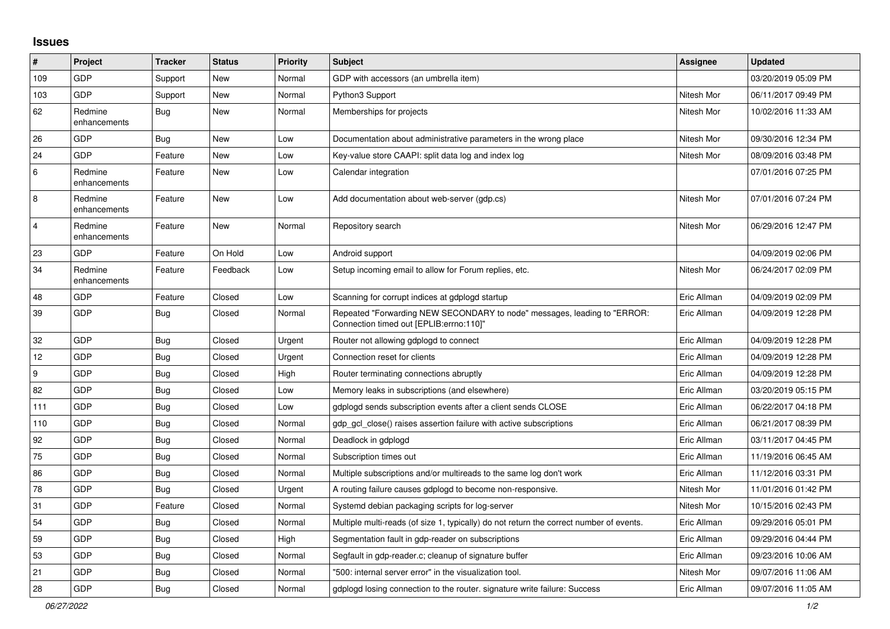## Issues

| # | Project | Tracker | Status | Priority | Subject | Assignee | Updated |
|---|---|---|---|---|---|---|---|
| 109 | GDP | Support | New | Normal | GDP with accessors (an umbrella item) | | 03/20/2019 05:09 PM |
| 103 | GDP | Support | New | Normal | Python3 Support | Nitesh Mor | 06/11/2017 09:49 PM |
| 62 | Redmine enhancements | Bug | New | Normal | Memberships for projects | Nitesh Mor | 10/02/2016 11:33 AM |
| 26 | GDP | Bug | New | Low | Documentation about administrative parameters in the wrong place | Nitesh Mor | 09/30/2016 12:34 PM |
| 24 | GDP | Feature | New | Low | Key-value store CAAPI: split data log and index log | Nitesh Mor | 08/09/2016 03:48 PM |
| 6 | Redmine enhancements | Feature | New | Low | Calendar integration | | 07/01/2016 07:25 PM |
| 8 | Redmine enhancements | Feature | New | Low | Add documentation about web-server (gdp.cs) | Nitesh Mor | 07/01/2016 07:24 PM |
| 4 | Redmine enhancements | Feature | New | Normal | Repository search | Nitesh Mor | 06/29/2016 12:47 PM |
| 23 | GDP | Feature | On Hold | Low | Android support | | 04/09/2019 02:06 PM |
| 34 | Redmine enhancements | Feature | Feedback | Low | Setup incoming email to allow for Forum replies, etc. | Nitesh Mor | 06/24/2017 02:09 PM |
| 48 | GDP | Feature | Closed | Low | Scanning for corrupt indices at gdplogd startup | Eric Allman | 04/09/2019 02:09 PM |
| 39 | GDP | Bug | Closed | Normal | Repeated "Forwarding NEW SECONDARY to node" messages, leading to "ERROR: Connection timed out [EPLIB:errno:110]" | Eric Allman | 04/09/2019 12:28 PM |
| 32 | GDP | Bug | Closed | Urgent | Router not allowing gdplogd to connect | Eric Allman | 04/09/2019 12:28 PM |
| 12 | GDP | Bug | Closed | Urgent | Connection reset for clients | Eric Allman | 04/09/2019 12:28 PM |
| 9 | GDP | Bug | Closed | High | Router terminating connections abruptly | Eric Allman | 04/09/2019 12:28 PM |
| 82 | GDP | Bug | Closed | Low | Memory leaks in subscriptions (and elsewhere) | Eric Allman | 03/20/2019 05:15 PM |
| 111 | GDP | Bug | Closed | Low | gdplogd sends subscription events after a client sends CLOSE | Eric Allman | 06/22/2017 04:18 PM |
| 110 | GDP | Bug | Closed | Normal | gdp_gcl_close() raises assertion failure with active subscriptions | Eric Allman | 06/21/2017 08:39 PM |
| 92 | GDP | Bug | Closed | Normal | Deadlock in gdplogd | Eric Allman | 03/11/2017 04:45 PM |
| 75 | GDP | Bug | Closed | Normal | Subscription times out | Eric Allman | 11/19/2016 06:45 AM |
| 86 | GDP | Bug | Closed | Normal | Multiple subscriptions and/or multireads to the same log don't work | Eric Allman | 11/12/2016 03:31 PM |
| 78 | GDP | Bug | Closed | Urgent | A routing failure causes gdplogd to become non-responsive. | Nitesh Mor | 11/01/2016 01:42 PM |
| 31 | GDP | Feature | Closed | Normal | Systemd debian packaging scripts for log-server | Nitesh Mor | 10/15/2016 02:43 PM |
| 54 | GDP | Bug | Closed | Normal | Multiple multi-reads (of size 1, typically) do not return the correct number of events. | Eric Allman | 09/29/2016 05:01 PM |
| 59 | GDP | Bug | Closed | High | Segmentation fault in gdp-reader on subscriptions | Eric Allman | 09/29/2016 04:44 PM |
| 53 | GDP | Bug | Closed | Normal | Segfault in gdp-reader.c; cleanup of signature buffer | Eric Allman | 09/23/2016 10:06 AM |
| 21 | GDP | Bug | Closed | Normal | "500: internal server error" in the visualization tool. | Nitesh Mor | 09/07/2016 11:06 AM |
| 28 | GDP | Bug | Closed | Normal | gdplogd losing connection to the router. signature write failure: Success | Eric Allman | 09/07/2016 11:05 AM |

*06/27/2022*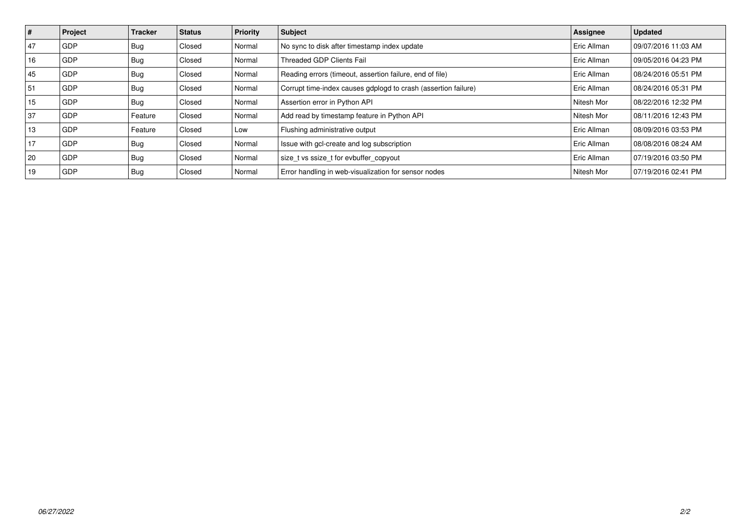| # | Project | Tracker | Status | Priority | Subject | Assignee | Updated |
|---|---|---|---|---|---|---|---|
| 47 | GDP | Bug | Closed | Normal | No sync to disk after timestamp index update | Eric Allman | 09/07/2016 11:03 AM |
| 16 | GDP | Bug | Closed | Normal | Threaded GDP Clients Fail | Eric Allman | 09/05/2016 04:23 PM |
| 45 | GDP | Bug | Closed | Normal | Reading errors (timeout, assertion failure, end of file) | Eric Allman | 08/24/2016 05:51 PM |
| 51 | GDP | Bug | Closed | Normal | Corrupt time-index causes gdplogd to crash (assertion failure) | Eric Allman | 08/24/2016 05:31 PM |
| 15 | GDP | Bug | Closed | Normal | Assertion error in Python API | Nitesh Mor | 08/22/2016 12:32 PM |
| 37 | GDP | Feature | Closed | Normal | Add read by timestamp feature in Python API | Nitesh Mor | 08/11/2016 12:43 PM |
| 13 | GDP | Feature | Closed | Low | Flushing administrative output | Eric Allman | 08/09/2016 03:53 PM |
| 17 | GDP | Bug | Closed | Normal | Issue with gcl-create and log subscription | Eric Allman | 08/08/2016 08:24 AM |
| 20 | GDP | Bug | Closed | Normal | size_t vs ssize_t for evbuffer_copyout | Eric Allman | 07/19/2016 03:50 PM |
| 19 | GDP | Bug | Closed | Normal | Error handling in web-visualization for sensor nodes | Nitesh Mor | 07/19/2016 02:41 PM |